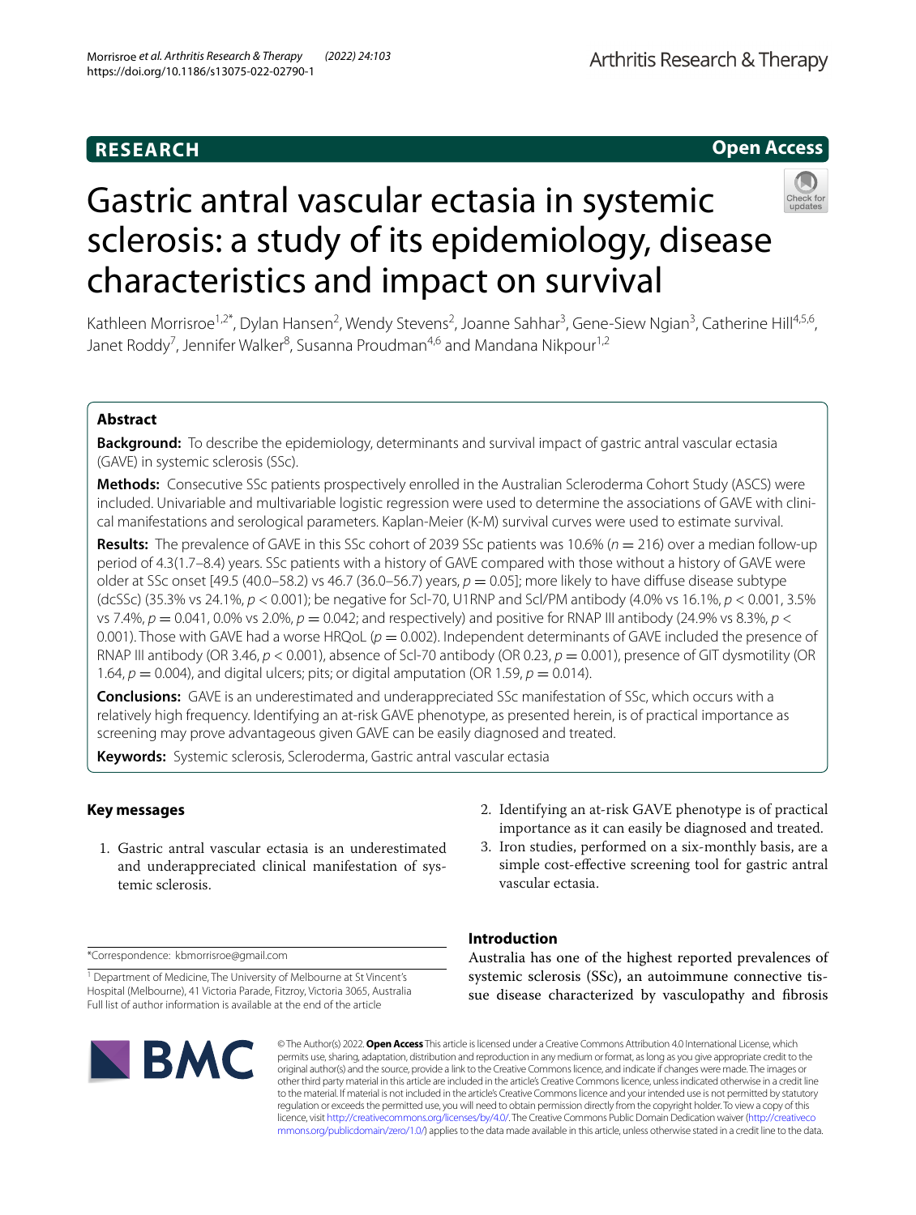# Gastric antral vascular ectasia in systemic sclerosis: a study of its epidemiology, disease characteristics and impact on survival

Kathleen Morrisroe[1,2*], Dylan Hansen[2], Wendy Stevens[2], Joanne Sahhar[3], Gene-Siew Ngian[3], Catherine Hill[4,5,6], Janet Roddy[7], Jennifer Walker[8], Susanna Proudman[4,6] and Mandana Nikpour[1,2]

## Abstract

**Background:** To describe the epidemiology, determinants and survival impact of gastric antral vascular ectasia (GAVE) in systemic sclerosis (SSc).

**Methods:** Consecutive SSc patients prospectively enrolled in the Australian Scleroderma Cohort Study (ASCS) were included. Univariable and multivariable logistic regression were used to determine the associations of GAVE with clinical manifestations and serological parameters. Kaplan-Meier (K-M) survival curves were used to estimate survival.

**Results:** The prevalence of GAVE in this SSc cohort of 2039 SSc patients was 10.6% ($n = 216$) over a median follow-up period of 4.3(1.7–8.4) years. SSc patients with a history of GAVE compared with those without a history of GAVE were older at SSc onset [49.5 (40.0–58.2) vs 46.7 (36.0–56.7) years, $p = 0.05$]; more likely to have diffuse disease subtype (dcSSc) (35.3% vs 24.1%, $p < 0.001$); be negative for Scl-70, U1RNP and Scl/PM antibody (4.0% vs 16.1%, $p < 0.001$, 3.5% vs 7.4%, $p = 0.041$, 0.0% vs 2.0%, $p = 0.042$; and respectively) and positive for RNAP III antibody (24.9% vs 8.3%, $p <$ 0.001). Those with GAVE had a worse HRQoL ($p = 0.002$). Independent determinants of GAVE included the presence of RNAP III antibody (OR 3.46, $p < 0.001$), absence of Scl-70 antibody (OR 0.23, $p = 0.001$), presence of GIT dysmotility (OR 1.64, $p = 0.004$), and digital ulcers; pits; or digital amputation (OR 1.59, $p = 0.014$).

**Conclusions:** GAVE is an underestimated and underappreciated SSc manifestation of SSc, which occurs with a relatively high frequency. Identifying an at-risk GAVE phenotype, as presented herein, is of practical importance as screening may prove advantageous given GAVE can be easily diagnosed and treated.

**Keywords:** Systemic sclerosis, Scleroderma, Gastric antral vascular ectasia

## Key messages

1. Gastric antral vascular ectasia is an underestimated and underappreciated clinical manifestation of systemic sclerosis.
2. Identifying an at-risk GAVE phenotype is of practical importance as it can easily be diagnosed and treated.
3. Iron studies, performed on a six-monthly basis, are a simple cost-effective screening tool for gastric antral vascular ectasia.

## Introduction

Australia has one of the highest reported prevalences of systemic sclerosis (SSc), an autoimmune connective tissue disease characterized by vasculopathy and fibrosis

*Correspondence: kbmorrisroe@gmail.com

[1] Department of Medicine, The University of Melbourne at St Vincent's Hospital (Melbourne), 41 Victoria Parade, Fitzroy, Victoria 3065, Australia
Full list of author information is available at the end of the article

© The Author(s) 2022. **Open Access** This article is licensed under a Creative Commons Attribution 4.0 International License, which permits use, sharing, adaptation, distribution and reproduction in any medium or format, as long as you give appropriate credit to the original author(s) and the source, provide a link to the Creative Commons licence, and indicate if changes were made. The images or other third party material in this article are included in the article's Creative Commons licence, unless indicated otherwise in a credit line to the material. If material is not included in the article's Creative Commons licence and your intended use is not permitted by statutory regulation or exceeds the permitted use, you will need to obtain permission directly from the copyright holder. To view a copy of this licence, visit http://creativecommons.org/licenses/by/4.0/. The Creative Commons Public Domain Dedication waiver (http://creativecommons.org/publicdomain/zero/1.0/) applies to the data made available in this article, unless otherwise stated in a credit line to the data.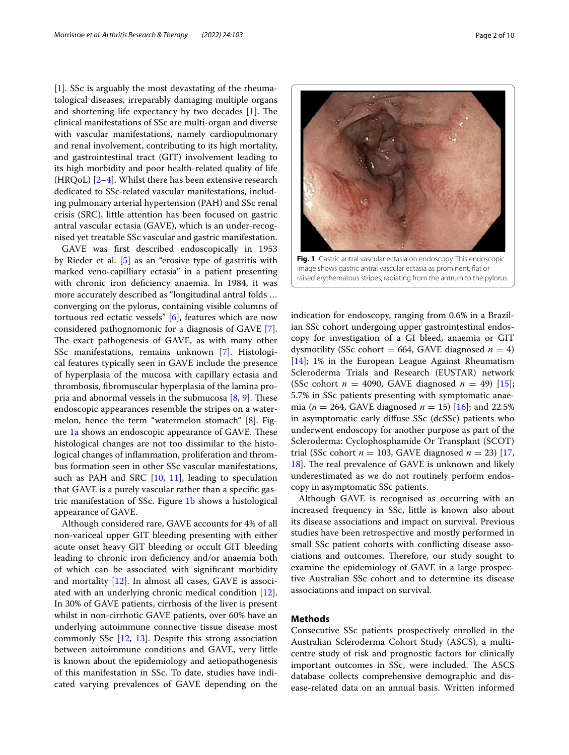[1]. SSc is arguably the most devastating of the rheumatological diseases, irreparably damaging multiple organs and shortening life expectancy by two decades [1]. The clinical manifestations of SSc are multi-organ and diverse with vascular manifestations, namely cardiopulmonary and renal involvement, contributing to its high mortality, and gastrointestinal tract (GIT) involvement leading to its high morbidity and poor health-related quality of life (HRQoL) [2–4]. Whilst there has been extensive research dedicated to SSc-related vascular manifestations, including pulmonary arterial hypertension (PAH) and SSc renal crisis (SRC), little attention has been focused on gastric antral vascular ectasia (GAVE), which is an under-recognised yet treatable SSc vascular and gastric manifestation.

GAVE was first described endoscopically in 1953 by Rieder et al. [5] as an "erosive type of gastritis with marked veno-capilliary ectasia" in a patient presenting with chronic iron deficiency anaemia. In 1984, it was more accurately described as "longitudinal antral folds … converging on the pylorus, containing visible columns of tortuous red ectatic vessels" [6], features which are now considered pathognomonic for a diagnosis of GAVE [7]. The exact pathogenesis of GAVE, as with many other SSc manifestations, remains unknown [7]. Histological features typically seen in GAVE include the presence of hyperplasia of the mucosa with capillary ectasia and thrombosis, fibromuscular hyperplasia of the lamina propria and abnormal vessels in the submucosa [8, 9]. These endoscopic appearances resemble the stripes on a watermelon, hence the term "watermelon stomach" [8]. Figure 1a shows an endoscopic appearance of GAVE. These histological changes are not too dissimilar to the histological changes of inflammation, proliferation and thrombus formation seen in other SSc vascular manifestations, such as PAH and SRC [10, 11], leading to speculation that GAVE is a purely vascular rather than a specific gastric manifestation of SSc. Figure 1b shows a histological appearance of GAVE.

Although considered rare, GAVE accounts for 4% of all non-variceal upper GIT bleeding presenting with either acute onset heavy GIT bleeding or occult GIT bleeding leading to chronic iron deficiency and/or anaemia both of which can be associated with significant morbidity and mortality [12]. In almost all cases, GAVE is associated with an underlying chronic medical condition [12]. In 30% of GAVE patients, cirrhosis of the liver is present whilst in non-cirrhotic GAVE patients, over 60% have an underlying autoimmune connective tissue disease most commonly SSc [12, 13]. Despite this strong association between autoimmune conditions and GAVE, very little is known about the epidemiology and aetiopathogenesis of this manifestation in SSc. To date, studies have indicated varying prevalences of GAVE depending on the indication for endoscopy, ranging from 0.6% in a Brazilian SSc cohort undergoing upper gastrointestinal endoscopy for investigation of a GI bleed, anaemia or GIT dysmotility (SSc cohort = 664, GAVE diagnosed $n = 4$) [14]; 1% in the European League Against Rheumatism Scleroderma Trials and Research (EUSTAR) network (SSc cohort $n = 4090$, GAVE diagnosed $n = 49$) [15]; 5.7% in SSc patients presenting with symptomatic anaemia ($n = 264$, GAVE diagnosed $n = 15$) [16]; and 22.5% in asymptomatic early diffuse SSc (dcSSc) patients who underwent endoscopy for another purpose as part of the Scleroderma: Cyclophosphamide Or Transplant (SCOT) trial (SSc cohort $n = 103$, GAVE diagnosed $n = 23$) [17, 18]. The real prevalence of GAVE is unknown and likely underestimated as we do not routinely perform endoscopy in asymptomatic SSc patients.

**Fig. 1** Gastric antral vascular ectasia on endoscopy. This endoscopic image shows gastric antral vascular ectasia as prominent, flat or raised erythematous stripes, radiating from the antrum to the pylorus

Although GAVE is recognised as occurring with an increased frequency in SSc, little is known also about its disease associations and impact on survival. Previous studies have been retrospective and mostly performed in small SSc patient cohorts with conflicting disease associations and outcomes. Therefore, our study sought to examine the epidemiology of GAVE in a large prospective Australian SSc cohort and to determine its disease associations and impact on survival.

## Methods

Consecutive SSc patients prospectively enrolled in the Australian Scleroderma Cohort Study (ASCS), a multicentre study of risk and prognostic factors for clinically important outcomes in SSc, were included. The ASCS database collects comprehensive demographic and disease-related data on an annual basis. Written informed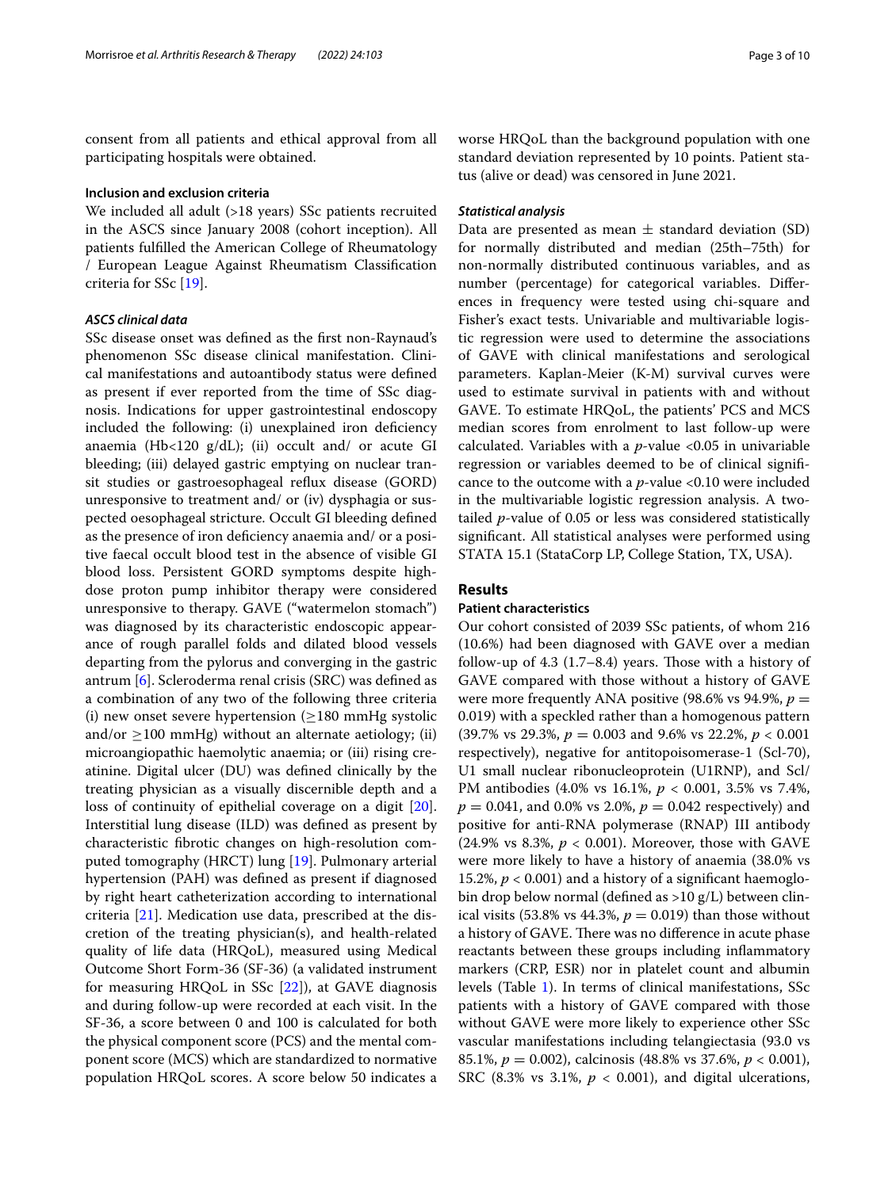consent from all patients and ethical approval from all participating hospitals were obtained.

### Inclusion and exclusion criteria

We included all adult (>18 years) SSc patients recruited in the ASCS since January 2008 (cohort inception). All patients fulfilled the American College of Rheumatology / European League Against Rheumatism Classification criteria for SSc [19].

#### *ASCS clinical data*

SSc disease onset was defined as the first non-Raynaud's phenomenon SSc disease clinical manifestation. Clinical manifestations and autoantibody status were defined as present if ever reported from the time of SSc diagnosis. Indications for upper gastrointestinal endoscopy included the following: (i) unexplained iron deficiency anaemia (Hb<120 g/dL); (ii) occult and/ or acute GI bleeding; (iii) delayed gastric emptying on nuclear transit studies or gastroesophageal reflux disease (GORD) unresponsive to treatment and/ or (iv) dysphagia or suspected oesophageal stricture. Occult GI bleeding defined as the presence of iron deficiency anaemia and/ or a positive faecal occult blood test in the absence of visible GI blood loss. Persistent GORD symptoms despite high-dose proton pump inhibitor therapy were considered unresponsive to therapy. GAVE ("watermelon stomach") was diagnosed by its characteristic endoscopic appearance of rough parallel folds and dilated blood vessels departing from the pylorus and converging in the gastric antrum [6]. Scleroderma renal crisis (SRC) was defined as a combination of any two of the following three criteria (i) new onset severe hypertension ($\geq$180 mmHg systolic and/or $\geq$100 mmHg) without an alternate aetiology; (ii) microangiopathic haemolytic anaemia; or (iii) rising creatinine. Digital ulcer (DU) was defined clinically by the treating physician as a visually discernible depth and a loss of continuity of epithelial coverage on a digit [20]. Interstitial lung disease (ILD) was defined as present by characteristic fibrotic changes on high-resolution computed tomography (HRCT) lung [19]. Pulmonary arterial hypertension (PAH) was defined as present if diagnosed by right heart catheterization according to international criteria [21]. Medication use data, prescribed at the discretion of the treating physician(s), and health-related quality of life data (HRQoL), measured using Medical Outcome Short Form-36 (SF-36) (a validated instrument for measuring HRQoL in SSc [22]), at GAVE diagnosis and during follow-up were recorded at each visit. In the SF-36, a score between 0 and 100 is calculated for both the physical component score (PCS) and the mental component score (MCS) which are standardized to normative population HRQoL scores. A score below 50 indicates a worse HRQoL than the background population with one standard deviation represented by 10 points. Patient status (alive or dead) was censored in June 2021.

#### *Statistical analysis*

Data are presented as mean $\pm$ standard deviation (SD) for normally distributed and median (25th–75th) for non-normally distributed continuous variables, and as number (percentage) for categorical variables. Differences in frequency were tested using chi-square and Fisher's exact tests. Univariable and multivariable logistic regression were used to determine the associations of GAVE with clinical manifestations and serological parameters. Kaplan-Meier (K-M) survival curves were used to estimate survival in patients with and without GAVE. To estimate HRQoL, the patients' PCS and MCS median scores from enrolment to last follow-up were calculated. Variables with a $p$-value <0.05 in univariable regression or variables deemed to be of clinical significance to the outcome with a $p$-value <0.10 were included in the multivariable logistic regression analysis. A two-tailed $p$-value of 0.05 or less was considered statistically significant. All statistical analyses were performed using STATA 15.1 (StataCorp LP, College Station, TX, USA).

## Results

### Patient characteristics

Our cohort consisted of 2039 SSc patients, of whom 216 (10.6%) had been diagnosed with GAVE over a median follow-up of 4.3 (1.7–8.4) years. Those with a history of GAVE compared with those without a history of GAVE were more frequently ANA positive (98.6% vs 94.9%, $p =$ 0.019) with a speckled rather than a homogenous pattern (39.7% vs 29.3%, $p = 0.003$ and 9.6% vs 22.2%, $p < 0.001$ respectively), negative for antitopoisomerase-1 (Scl-70), U1 small nuclear ribonucleoprotein (U1RNP), and Scl/PM antibodies (4.0% vs 16.1%, $p < 0.001$, 3.5% vs 7.4%, $p = 0.041$, and 0.0% vs 2.0%, $p = 0.042$ respectively) and positive for anti-RNA polymerase (RNAP) III antibody (24.9% vs 8.3%, $p < 0.001$). Moreover, those with GAVE were more likely to have a history of anaemia (38.0% vs 15.2%, $p < 0.001$) and a history of a significant haemoglobin drop below normal (defined as >10 g/L) between clinical visits (53.8% vs 44.3%, $p = 0.019$) than those without a history of GAVE. There was no difference in acute phase reactants between these groups including inflammatory markers (CRP, ESR) nor in platelet count and albumin levels (Table 1). In terms of clinical manifestations, SSc patients with a history of GAVE compared with those without GAVE were more likely to experience other SSc vascular manifestations including telangiectasia (93.0 vs 85.1%, $p = 0.002$), calcinosis (48.8% vs 37.6%, $p < 0.001$), SRC (8.3% vs 3.1%, $p < 0.001$), and digital ulcerations,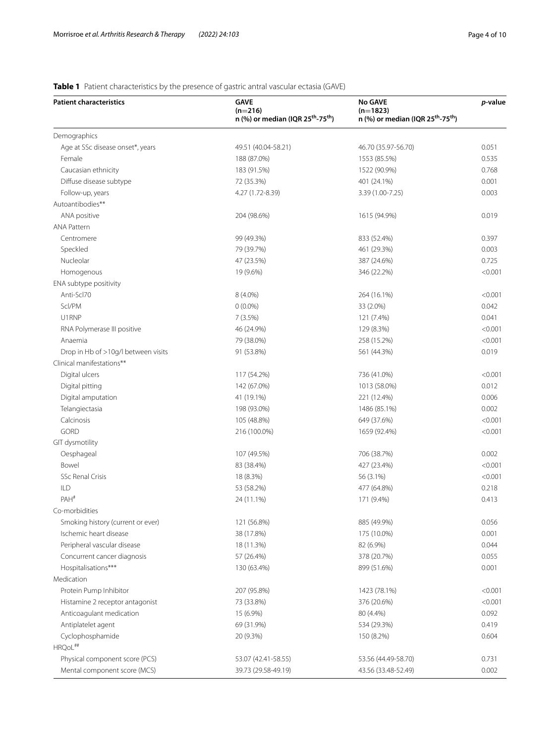**Table 1** Patient characteristics by the presence of gastric antral vascular ectasia (GAVE)

| Patient characteristics | GAVE (n=216) n (%) or median (IQR 25th-75th) | No GAVE (n=1823) n (%) or median (IQR 25th-75th) | *p*-value |
|---|---|---|---|
| Demographics | | | |
| Age at SSc disease onset*, years | 49.51 (40.04-58.21) | 46.70 (35.97-56.70) | 0.051 |
| Female | 188 (87.0%) | 1553 (85.5%) | 0.535 |
| Caucasian ethnicity | 183 (91.5%) | 1522 (90.9%) | 0.768 |
| Diffuse disease subtype | 72 (35.3%) | 401 (24.1%) | 0.001 |
| Follow-up, years | 4.27 (1.72-8.39) | 3.39 (1.00-7.25) | 0.003 |
| Autoantibodies** | | | |
| ANA positive | 204 (98.6%) | 1615 (94.9%) | 0.019 |
| ANA Pattern | | | |
| Centromere | 99 (49.3%) | 833 (52.4%) | 0.397 |
| Speckled | 79 (39.7%) | 461 (29.3%) | 0.003 |
| Nucleolar | 47 (23.5%) | 387 (24.6%) | 0.725 |
| Homogenous | 19 (9.6%) | 346 (22.2%) | <0.001 |
| ENA subtype positivity | | | |
| Anti-Scl70 | 8 (4.0%) | 264 (16.1%) | <0.001 |
| Scl/PM | 0 (0.0%) | 33 (2.0%) | 0.042 |
| U1RNP | 7 (3.5%) | 121 (7.4%) | 0.041 |
| RNA Polymerase III positive | 46 (24.9%) | 129 (8.3%) | <0.001 |
| Anaemia | 79 (38.0%) | 258 (15.2%) | <0.001 |
| Drop in Hb of >10g/l between visits | 91 (53.8%) | 561 (44.3%) | 0.019 |
| Clinical manifestations** | | | |
| Digital ulcers | 117 (54.2%) | 736 (41.0%) | <0.001 |
| Digital pitting | 142 (67.0%) | 1013 (58.0%) | 0.012 |
| Digital amputation | 41 (19.1%) | 221 (12.4%) | 0.006 |
| Telangiectasia | 198 (93.0%) | 1486 (85.1%) | 0.002 |
| Calcinosis | 105 (48.8%) | 649 (37.6%) | <0.001 |
| GORD | 216 (100.0%) | 1659 (92.4%) | <0.001 |
| GIT dysmotility | | | |
| Oesphageal | 107 (49.5%) | 706 (38.7%) | 0.002 |
| Bowel | 83 (38.4%) | 427 (23.4%) | <0.001 |
| SSc Renal Crisis | 18 (8.3%) | 56 (3.1%) | <0.001 |
| ILD | 53 (58.2%) | 477 (64.8%) | 0.218 |
| PAH# | 24 (11.1%) | 171 (9.4%) | 0.413 |
| Co-morbidities | | | |
| Smoking history (current or ever) | 121 (56.8%) | 885 (49.9%) | 0.056 |
| Ischemic heart disease | 38 (17.8%) | 175 (10.0%) | 0.001 |
| Peripheral vascular disease | 18 (11.3%) | 82 (6.9%) | 0.044 |
| Concurrent cancer diagnosis | 57 (26.4%) | 378 (20.7%) | 0.055 |
| Hospitalisations*** | 130 (63.4%) | 899 (51.6%) | 0.001 |
| Medication | | | |
| Protein Pump Inhibitor | 207 (95.8%) | 1423 (78.1%) | <0.001 |
| Histamine 2 receptor antagonist | 73 (33.8%) | 376 (20.6%) | <0.001 |
| Anticoagulant medication | 15 (6.9%) | 80 (4.4%) | 0.092 |
| Antiplatelet agent | 69 (31.9%) | 534 (29.3%) | 0.419 |
| Cyclophosphamide | 20 (9.3%) | 150 (8.2%) | 0.604 |
| HRQoL## | | | |
| Physical component score (PCS) | 53.07 (42.41-58.55) | 53.56 (44.49-58.70) | 0.731 |
| Mental component score (MCS) | 39.73 (29.58-49.19) | 43.56 (33.48-52.49) | 0.002 |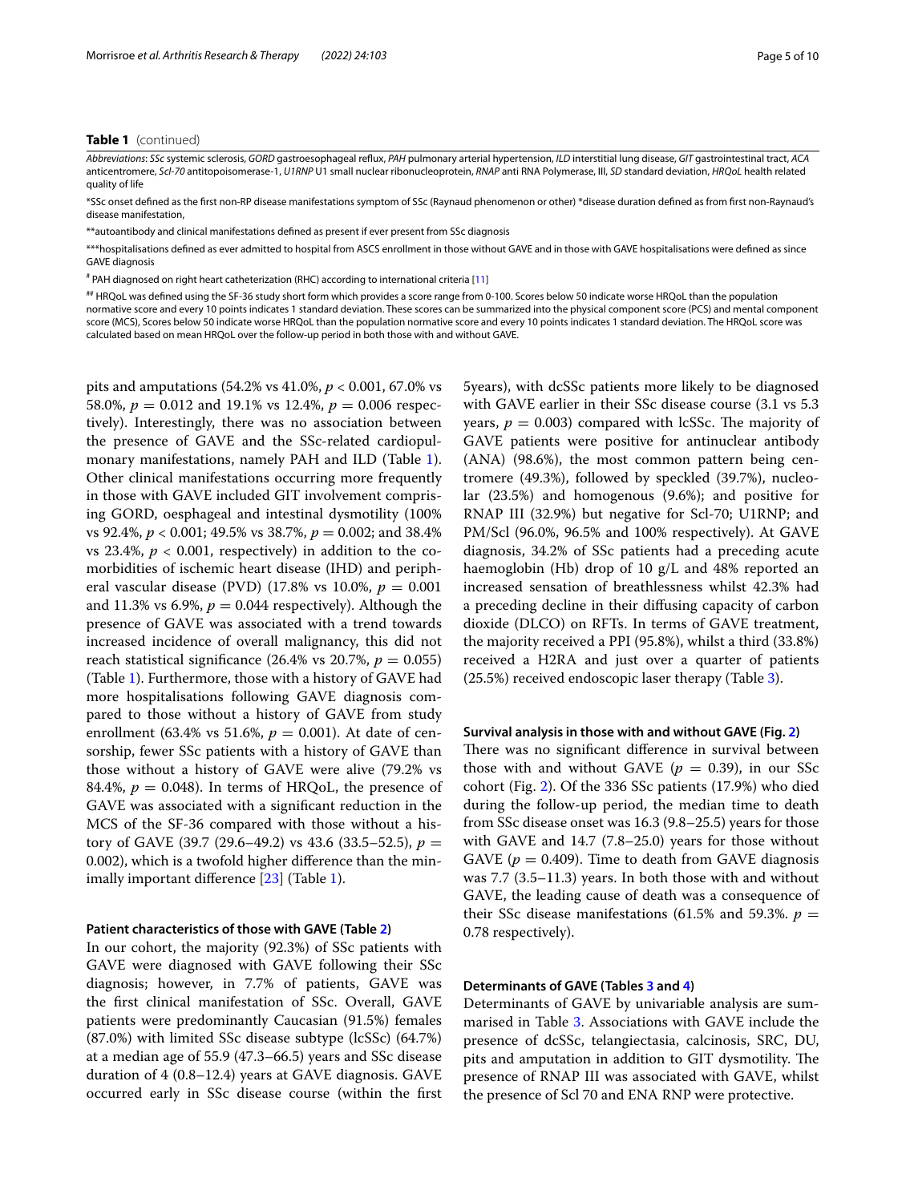**Table 1** (continued)

*Abbreviations*: *SSc* systemic sclerosis, *GORD* gastroesophageal reflux, *PAH* pulmonary arterial hypertension, *ILD* interstitial lung disease, *GIT* gastrointestinal tract, *ACA* anticentromere, *Scl-70* antitopoisomerase-1, *U1RNP* U1 small nuclear ribonucleoprotein, *RNAP* anti RNA Polymerase, III, *SD* standard deviation, *HRQoL* health related quality of life

*SSc onset defined as the first non-RP disease manifestations symptom of SSc (Raynaud phenomenon or other) *disease duration defined as from first non-Raynaud's disease manifestation,

**autoantibody and clinical manifestations defined as present if ever present from SSc diagnosis

***hospitalisations defined as ever admitted to hospital from ASCS enrollment in those without GAVE and in those with GAVE hospitalisations were defined as since GAVE diagnosis

# PAH diagnosed on right heart catheterization (RHC) according to international criteria [11]

## HRQoL was defined using the SF-36 study short form which provides a score range from 0-100. Scores below 50 indicate worse HRQoL than the population normative score and every 10 points indicates 1 standard deviation. These scores can be summarized into the physical component score (PCS) and mental component score (MCS), Scores below 50 indicate worse HRQoL than the population normative score and every 10 points indicates 1 standard deviation. The HRQoL score was calculated based on mean HRQoL over the follow-up period in both those with and without GAVE.

pits and amputations (54.2% vs 41.0%, $p < 0.001$, 67.0% vs 58.0%, $p = 0.012$ and 19.1% vs 12.4%, $p = 0.006$ respectively). Interestingly, there was no association between the presence of GAVE and the SSc-related cardiopulmonary manifestations, namely PAH and ILD (Table 1). Other clinical manifestations occurring more frequently in those with GAVE included GIT involvement comprising GORD, oesphageal and intestinal dysmotility (100% vs 92.4%, $p < 0.001$; 49.5% vs 38.7%, $p = 0.002$; and 38.4% vs 23.4%, $p < 0.001$, respectively) in addition to the co-morbidities of ischemic heart disease (IHD) and peripheral vascular disease (PVD) (17.8% vs 10.0%, $p = 0.001$ and 11.3% vs 6.9%, $p = 0.044$ respectively). Although the presence of GAVE was associated with a trend towards increased incidence of overall malignancy, this did not reach statistical significance (26.4% vs 20.7%, $p = 0.055$) (Table 1). Furthermore, those with a history of GAVE had more hospitalisations following GAVE diagnosis compared to those without a history of GAVE from study enrollment (63.4% vs 51.6%, $p = 0.001$). At date of censorship, fewer SSc patients with a history of GAVE than those without a history of GAVE were alive (79.2% vs 84.4%, $p = 0.048$). In terms of HRQoL, the presence of GAVE was associated with a significant reduction in the MCS of the SF-36 compared with those without a history of GAVE (39.7 (29.6–49.2) vs 43.6 (33.5–52.5), $p = 0.002$), which is a twofold higher difference than the minimally important difference [23] (Table 1).

#### Patient characteristics of those with GAVE (Table 2)

In our cohort, the majority (92.3%) of SSc patients with GAVE were diagnosed with GAVE following their SSc diagnosis; however, in 7.7% of patients, GAVE was the first clinical manifestation of SSc. Overall, GAVE patients were predominantly Caucasian (91.5%) females (87.0%) with limited SSc disease subtype (lcSSc) (64.7%) at a median age of 55.9 (47.3–66.5) years and SSc disease duration of 4 (0.8–12.4) years at GAVE diagnosis. GAVE occurred early in SSc disease course (within the first 5years), with dcSSc patients more likely to be diagnosed with GAVE earlier in their SSc disease course (3.1 vs 5.3 years, $p = 0.003$) compared with lcSSc. The majority of GAVE patients were positive for antinuclear antibody (ANA) (98.6%), the most common pattern being centromere (49.3%), followed by speckled (39.7%), nucleolar (23.5%) and homogenous (9.6%); and positive for RNAP III (32.9%) but negative for Scl-70; U1RNP; and PM/Scl (96.0%, 96.5% and 100% respectively). At GAVE diagnosis, 34.2% of SSc patients had a preceding acute haemoglobin (Hb) drop of 10 g/L and 48% reported an increased sensation of breathlessness whilst 42.3% had a preceding decline in their diffusing capacity of carbon dioxide (DLCO) on RFTs. In terms of GAVE treatment, the majority received a PPI (95.8%), whilst a third (33.8%) received a H2RA and just over a quarter of patients (25.5%) received endoscopic laser therapy (Table 3).

#### Survival analysis in those with and without GAVE (Fig. 2)

There was no significant difference in survival between those with and without GAVE ($p = 0.39$), in our SSc cohort (Fig. 2). Of the 336 SSc patients (17.9%) who died during the follow-up period, the median time to death from SSc disease onset was 16.3 (9.8–25.5) years for those with GAVE and 14.7 (7.8–25.0) years for those without GAVE ($p = 0.409$). Time to death from GAVE diagnosis was 7.7 (3.5–11.3) years. In both those with and without GAVE, the leading cause of death was a consequence of their SSc disease manifestations (61.5% and 59.3%. $p = 0.78$ respectively).

#### Determinants of GAVE (Tables 3 and 4)

Determinants of GAVE by univariable analysis are summarised in Table 3. Associations with GAVE include the presence of dcSSc, telangiectasia, calcinosis, SRC, DU, pits and amputation in addition to GIT dysmotility. The presence of RNAP III was associated with GAVE, whilst the presence of Scl 70 and ENA RNP were protective.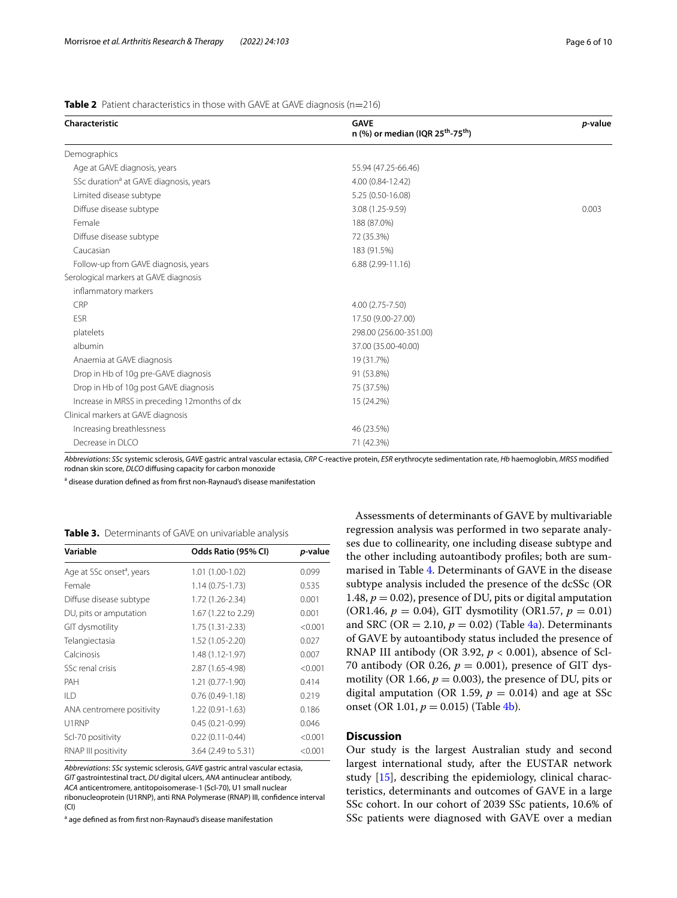**Table 2** Patient characteristics in those with GAVE at GAVE diagnosis (n=216)

| Characteristic | GAVE n (%) or median (IQR 25[th]-75[th]) | p-value |
|---|---|---|
| Demographics | | |
| Age at GAVE diagnosis, years | 55.94 (47.25-66.46) | |
| SSc duration[a] at GAVE diagnosis, years | 4.00 (0.84-12.42) | |
| Limited disease subtype | 5.25 (0.50-16.08) | |
| Diffuse disease subtype | 3.08 (1.25-9.59) | 0.003 |
| Female | 188 (87.0%) | |
| Diffuse disease subtype | 72 (35.3%) | |
| Caucasian | 183 (91.5%) | |
| Follow-up from GAVE diagnosis, years | 6.88 (2.99-11.16) | |
| Serological markers at GAVE diagnosis | | |
| inflammatory markers | | |
| CRP | 4.00 (2.75-7.50) | |
| ESR | 17.50 (9.00-27.00) | |
| platelets | 298.00 (256.00-351.00) | |
| albumin | 37.00 (35.00-40.00) | |
| Anaemia at GAVE diagnosis | 19 (31.7%) | |
| Drop in Hb of 10g pre-GAVE diagnosis | 91 (53.8%) | |
| Drop in Hb of 10g post GAVE diagnosis | 75 (37.5%) | |
| Increase in MRSS in preceding 12months of dx | 15 (24.2%) | |
| Clinical markers at GAVE diagnosis | | |
| Increasing breathlessness | 46 (23.5%) | |
| Decrease in DLCO | 71 (42.3%) | |

*Abbreviations*: *SSc* systemic sclerosis, *GAVE* gastric antral vascular ectasia, *CRP* C-reactive protein, *ESR* erythrocyte sedimentation rate, *Hb* haemoglobin, *MRSS* modified rodnan skin score, *DLCO* diffusing capacity for carbon monoxide

[a] disease duration defined as from first non-Raynaud's disease manifestation

**Table 3.** Determinants of GAVE on univariable analysis

| Variable | Odds Ratio (95% CI) | p-value |
|---|---|---|
| Age at SSc onset[a], years | 1.01 (1.00-1.02) | 0.099 |
| Female | 1.14 (0.75-1.73) | 0.535 |
| Diffuse disease subtype | 1.72 (1.26-2.34) | 0.001 |
| DU, pits or amputation | 1.67 (1.22 to 2.29) | 0.001 |
| GIT dysmotility | 1.75 (1.31-2.33) | <0.001 |
| Telangiectasia | 1.52 (1.05-2.20) | 0.027 |
| Calcinosis | 1.48 (1.12-1.97) | 0.007 |
| SSc renal crisis | 2.87 (1.65-4.98) | <0.001 |
| PAH | 1.21 (0.77-1.90) | 0.414 |
| ILD | 0.76 (0.49-1.18) | 0.219 |
| ANA centromere positivity | 1.22 (0.91-1.63) | 0.186 |
| U1RNP | 0.45 (0.21-0.99) | 0.046 |
| Scl-70 positivity | 0.22 (0.11-0.44) | <0.001 |
| RNAP III positivity | 3.64 (2.49 to 5.31) | <0.001 |

*Abbreviations*: *SSc* systemic sclerosis, *GAVE* gastric antral vascular ectasia, *GIT* gastrointestinal tract, *DU* digital ulcers, *ANA* antinuclear antibody, *ACA* anticentromere, antitopoisomerase-1 (Scl-70), U1 small nuclear ribonucleoprotein (U1RNP), anti RNA Polymerase (RNAP) III, confidence interval (CI)

[a] age defined as from first non-Raynaud's disease manifestation

Assessments of determinants of GAVE by multivariable regression analysis was performed in two separate analyses due to collinearity, one including disease subtype and the other including autoantibody profiles; both are summarised in Table 4. Determinants of GAVE in the disease subtype analysis included the presence of the dcSSc (OR 1.48, $p = 0.02$), presence of DU, pits or digital amputation (OR1.46, $p = 0.04$), GIT dysmotility (OR1.57, $p = 0.01$) and SRC (OR = 2.10, $p = 0.02$) (Table 4a). Determinants of GAVE by autoantibody status included the presence of RNAP III antibody (OR 3.92, $p < 0.001$), absence of Scl-70 antibody (OR 0.26, $p = 0.001$), presence of GIT dysmotility (OR 1.66, $p = 0.003$), the presence of DU, pits or digital amputation (OR 1.59, $p = 0.014$) and age at SSc onset (OR 1.01, $p = 0.015$) (Table 4b).

## Discussion

Our study is the largest Australian study and second largest international study, after the EUSTAR network study [15], describing the epidemiology, clinical characteristics, determinants and outcomes of GAVE in a large SSc cohort. In our cohort of 2039 SSc patients, 10.6% of SSc patients were diagnosed with GAVE over a median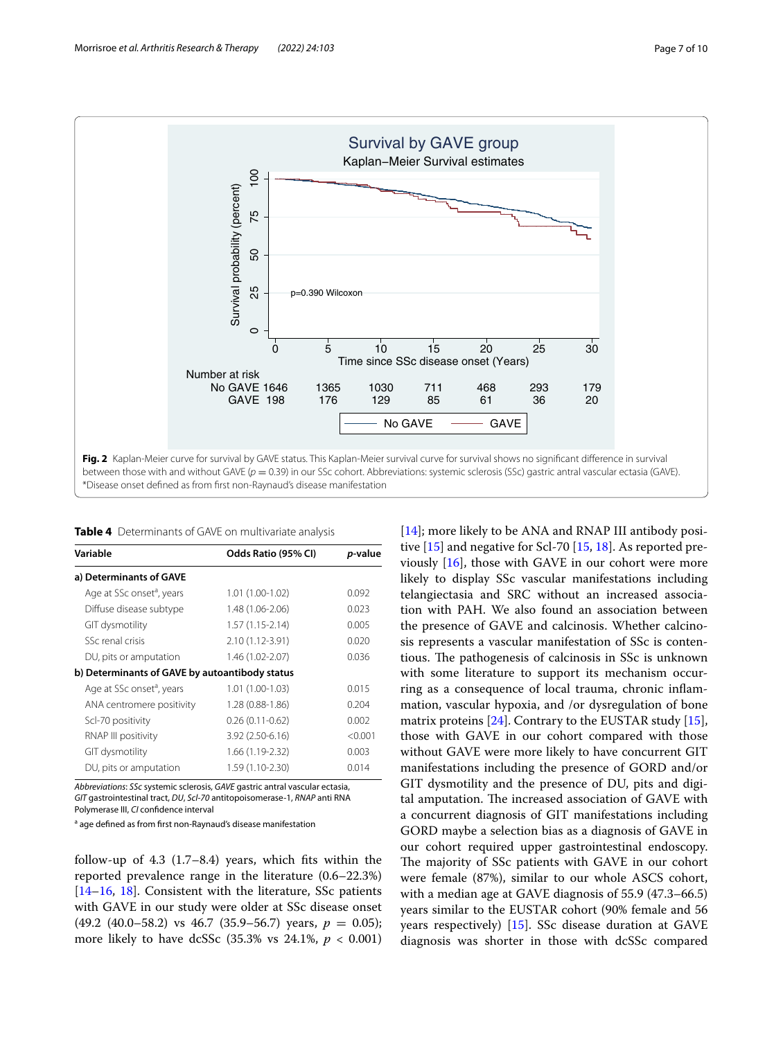Fig. 2 Kaplan-Meier curve for survival by GAVE status. This Kaplan-Meier survival curve for survival shows no significant difference in survival between those with and without GAVE ($p = 0.39$) in our SSc cohort. Abbreviations: systemic sclerosis (SSc) gastric antral vascular ectasia (GAVE). *Disease onset defined as from first non-Raynaud's disease manifestation

**Table 4** Determinants of GAVE on multivariate analysis

| Variable | Odds Ratio (95% CI) | *p*-value |
|---|---|---|
| **a) Determinants of GAVE** | | |
| Age at SSc onset[a], years | 1.01 (1.00-1.02) | 0.092 |
| Diffuse disease subtype | 1.48 (1.06-2.06) | 0.023 |
| GIT dysmotility | 1.57 (1.15-2.14) | 0.005 |
| SSc renal crisis | 2.10 (1.12-3.91) | 0.020 |
| DU, pits or amputation | 1.46 (1.02-2.07) | 0.036 |
| **b) Determinants of GAVE by autoantibody status** | | |
| Age at SSc onset[a], years | 1.01 (1.00-1.03) | 0.015 |
| ANA centromere positivity | 1.28 (0.88-1.86) | 0.204 |
| Scl-70 positivity | 0.26 (0.11-0.62) | 0.002 |
| RNAP III positivity | 3.92 (2.50-6.16) | <0.001 |
| GIT dysmotility | 1.66 (1.19-2.32) | 0.003 |
| DU, pits or amputation | 1.59 (1.10-2.30) | 0.014 |

*Abbreviations*: *SSc* systemic sclerosis, *GAVE* gastric antral vascular ectasia, *GIT* gastrointestinal tract, *DU*, *Scl-70* antitopoisomerase-1, *RNAP* anti RNA Polymerase III, *CI* confidence interval

[a] age defined as from first non-Raynaud's disease manifestation

follow-up of 4.3 (1.7–8.4) years, which fits within the reported prevalence range in the literature (0.6–22.3%) [14–16, 18]. Consistent with the literature, SSc patients with GAVE in our study were older at SSc disease onset (49.2 (40.0–58.2) vs 46.7 (35.9–56.7) years, $p = 0.05$); more likely to have dcSSc (35.3% vs 24.1%, $p < 0.001$) [14]; more likely to be ANA and RNAP III antibody positive [15] and negative for Scl-70 [15, 18]. As reported previously [16], those with GAVE in our cohort were more likely to display SSc vascular manifestations including telangiectasia and SRC without an increased association with PAH. We also found an association between the presence of GAVE and calcinosis. Whether calcinosis represents a vascular manifestation of SSc is contentious. The pathogenesis of calcinosis in SSc is unknown with some literature to support its mechanism occurring as a consequence of local trauma, chronic inflammation, vascular hypoxia, and /or dysregulation of bone matrix proteins [24]. Contrary to the EUSTAR study [15], those with GAVE in our cohort compared with those without GAVE were more likely to have concurrent GIT manifestations including the presence of GORD and/or GIT dysmotility and the presence of DU, pits and digital amputation. The increased association of GAVE with a concurrent diagnosis of GIT manifestations including GORD maybe a selection bias as a diagnosis of GAVE in our cohort required upper gastrointestinal endoscopy. The majority of SSc patients with GAVE in our cohort were female (87%), similar to our whole ASCS cohort, with a median age at GAVE diagnosis of 55.9 (47.3–66.5) years similar to the EUSTAR cohort (90% female and 56 years respectively) [15]. SSc disease duration at GAVE diagnosis was shorter in those with dcSSc compared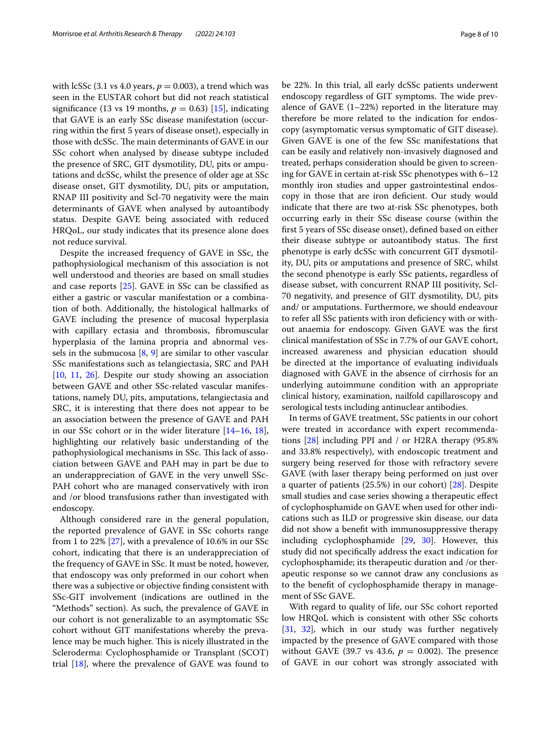with lcSSc (3.1 vs 4.0 years, $p = 0.003$), a trend which was seen in the EUSTAR cohort but did not reach statistical significance (13 vs 19 months, $p = 0.63$) [15], indicating that GAVE is an early SSc disease manifestation (occurring within the first 5 years of disease onset), especially in those with dcSSc. The main determinants of GAVE in our SSc cohort when analysed by disease subtype included the presence of SRC, GIT dysmotility, DU, pits or amputations and dcSSc, whilst the presence of older age at SSc disease onset, GIT dysmotility, DU, pits or amputation, RNAP III positivity and Scl-70 negativity were the main determinants of GAVE when analysed by autoantibody status. Despite GAVE being associated with reduced HRQoL, our study indicates that its presence alone does not reduce survival.

Despite the increased frequency of GAVE in SSc, the pathophysiological mechanism of this association is not well understood and theories are based on small studies and case reports [25]. GAVE in SSc can be classified as either a gastric or vascular manifestation or a combination of both. Additionally, the histological hallmarks of GAVE including the presence of mucosal hyperplasia with capillary ectasia and thrombosis, fibromuscular hyperplasia of the lamina propria and abnormal vessels in the submucosa [8, 9] are similar to other vascular SSc manifestations such as telangiectasia, SRC and PAH [10, 11, 26]. Despite our study showing an association between GAVE and other SSc-related vascular manifestations, namely DU, pits, amputations, telangiectasia and SRC, it is interesting that there does not appear to be an association between the presence of GAVE and PAH in our SSc cohort or in the wider literature [14–16, 18], highlighting our relatively basic understanding of the pathophysiological mechanisms in SSc. This lack of association between GAVE and PAH may in part be due to an underappreciation of GAVE in the very unwell SSc-PAH cohort who are managed conservatively with iron and /or blood transfusions rather than investigated with endoscopy.

Although considered rare in the general population, the reported prevalence of GAVE in SSc cohorts range from 1 to 22% [27], with a prevalence of 10.6% in our SSc cohort, indicating that there is an underappreciation of the frequency of GAVE in SSc. It must be noted, however, that endoscopy was only preformed in our cohort when there was a subjective or objective finding consistent with SSc-GIT involvement (indications are outlined in the "Methods" section). As such, the prevalence of GAVE in our cohort is not generalizable to an asymptomatic SSc cohort without GIT manifestations whereby the prevalence may be much higher. This is nicely illustrated in the Scleroderma: Cyclophosphamide or Transplant (SCOT) trial [18], where the prevalence of GAVE was found to be 22%. In this trial, all early dcSSc patients underwent endoscopy regardless of GIT symptoms. The wide prevalence of GAVE (1–22%) reported in the literature may therefore be more related to the indication for endoscopy (asymptomatic versus symptomatic of GIT disease). Given GAVE is one of the few SSc manifestations that can be easily and relatively non-invasively diagnosed and treated, perhaps consideration should be given to screening for GAVE in certain at-risk SSc phenotypes with 6–12 monthly iron studies and upper gastrointestinal endoscopy in those that are iron deficient. Our study would indicate that there are two at-risk SSc phenotypes, both occurring early in their SSc disease course (within the first 5 years of SSc disease onset), defined based on either their disease subtype or autoantibody status. The first phenotype is early dcSSc with concurrent GIT dysmotility, DU, pits or amputations and presence of SRC, whilst the second phenotype is early SSc patients, regardless of disease subset, with concurrent RNAP III positivity, Scl-70 negativity, and presence of GIT dysmotility, DU, pits and/ or amputations. Furthermore, we should endeavour to refer all SSc patients with iron deficiency with or without anaemia for endoscopy. Given GAVE was the first clinical manifestation of SSc in 7.7% of our GAVE cohort, increased awareness and physician education should be directed at the importance of evaluating individuals diagnosed with GAVE in the absence of cirrhosis for an underlying autoimmune condition with an appropriate clinical history, examination, nailfold capillaroscopy and serological tests including antinuclear antibodies.

In terms of GAVE treatment, SSc patients in our cohort were treated in accordance with expert recommendations [28] including PPI and / or H2RA therapy (95.8% and 33.8% respectively), with endoscopic treatment and surgery being reserved for those with refractory severe GAVE (with laser therapy being performed on just over a quarter of patients (25.5%) in our cohort) [28]. Despite small studies and case series showing a therapeutic effect of cyclophosphamide on GAVE when used for other indications such as ILD or progressive skin disease, our data did not show a benefit with immunosuppressive therapy including cyclophosphamide [29, 30]. However, this study did not specifically address the exact indication for cyclophosphamide; its therapeutic duration and /or therapeutic response so we cannot draw any conclusions as to the benefit of cyclophosphamide therapy in management of SSc GAVE.

With regard to quality of life, our SSc cohort reported low HRQoL which is consistent with other SSc cohorts [31, 32], which in our study was further negatively impacted by the presence of GAVE compared with those without GAVE (39.7 vs 43.6, $p = 0.002$). The presence of GAVE in our cohort was strongly associated with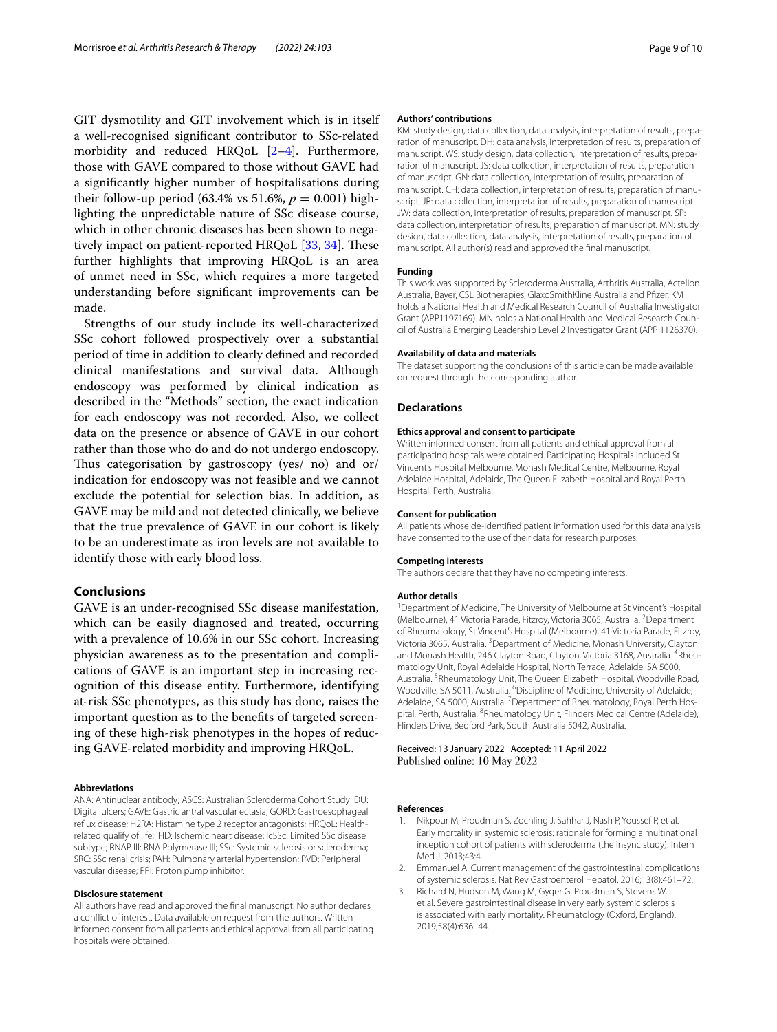GIT dysmotility and GIT involvement which is in itself a well-recognised significant contributor to SSc-related morbidity and reduced HRQoL [2–4]. Furthermore, those with GAVE compared to those without GAVE had a significantly higher number of hospitalisations during their follow-up period (63.4% vs 51.6%, $p = 0.001$) highlighting the unpredictable nature of SSc disease course, which in other chronic diseases has been shown to negatively impact on patient-reported HRQoL [33, 34]. These further highlights that improving HRQoL is an area of unmet need in SSc, which requires a more targeted understanding before significant improvements can be made.

Strengths of our study include its well-characterized SSc cohort followed prospectively over a substantial period of time in addition to clearly defined and recorded clinical manifestations and survival data. Although endoscopy was performed by clinical indication as described in the "Methods" section, the exact indication for each endoscopy was not recorded. Also, we collect data on the presence or absence of GAVE in our cohort rather than those who do and do not undergo endoscopy. Thus categorisation by gastroscopy (yes/ no) and or/ indication for endoscopy was not feasible and we cannot exclude the potential for selection bias. In addition, as GAVE may be mild and not detected clinically, we believe that the true prevalence of GAVE in our cohort is likely to be an underestimate as iron levels are not available to identify those with early blood loss.

## Conclusions

GAVE is an under-recognised SSc disease manifestation, which can be easily diagnosed and treated, occurring with a prevalence of 10.6% in our SSc cohort. Increasing physician awareness as to the presentation and complications of GAVE is an important step in increasing recognition of this disease entity. Furthermore, identifying at-risk SSc phenotypes, as this study has done, raises the important question as to the benefits of targeted screening of these high-risk phenotypes in the hopes of reducing GAVE-related morbidity and improving HRQoL.

#### Abbreviations

ANA: Antinuclear antibody; ASCS: Australian Scleroderma Cohort Study; DU: Digital ulcers; GAVE: Gastric antral vascular ectasia; GORD: Gastroesophageal reflux disease; H2RA: Histamine type 2 receptor antagonists; HRQoL: Health-related qualify of life; IHD: Ischemic heart disease; lcSSc: Limited SSc disease subtype; RNAP III: RNA Polymerase III; SSc: Systemic sclerosis or scleroderma; SRC: SSc renal crisis; PAH: Pulmonary arterial hypertension; PVD: Peripheral vascular disease; PPI: Proton pump inhibitor.

#### Disclosure statement

All authors have read and approved the final manuscript. No author declares a conflict of interest. Data available on request from the authors. Written informed consent from all patients and ethical approval from all participating hospitals were obtained.

#### Authors' contributions

KM: study design, data collection, data analysis, interpretation of results, preparation of manuscript. DH: data analysis, interpretation of results, preparation of manuscript. WS: study design, data collection, interpretation of results, preparation of manuscript. JS: data collection, interpretation of results, preparation of manuscript. GN: data collection, interpretation of results, preparation of manuscript. CH: data collection, interpretation of results, preparation of manuscript. JR: data collection, interpretation of results, preparation of manuscript. JW: data collection, interpretation of results, preparation of manuscript. SP: data collection, interpretation of results, preparation of manuscript. MN: study design, data collection, data analysis, interpretation of results, preparation of manuscript. All author(s) read and approved the final manuscript.

#### Funding

This work was supported by Scleroderma Australia, Arthritis Australia, Actelion Australia, Bayer, CSL Biotherapies, GlaxoSmithKline Australia and Pfizer. KM holds a National Health and Medical Research Council of Australia Investigator Grant (APP1197169). MN holds a National Health and Medical Research Council of Australia Emerging Leadership Level 2 Investigator Grant (APP 1126370).

#### Availability of data and materials

The dataset supporting the conclusions of this article can be made available on request through the corresponding author.

## Declarations

#### Ethics approval and consent to participate

Written informed consent from all patients and ethical approval from all participating hospitals were obtained. Participating Hospitals included St Vincent's Hospital Melbourne, Monash Medical Centre, Melbourne, Royal Adelaide Hospital, Adelaide, The Queen Elizabeth Hospital and Royal Perth Hospital, Perth, Australia.

#### Consent for publication

All patients whose de-identified patient information used for this data analysis have consented to the use of their data for research purposes.

#### Competing interests

The authors declare that they have no competing interests.

#### Author details

[1]Department of Medicine, The University of Melbourne at St Vincent's Hospital (Melbourne), 41 Victoria Parade, Fitzroy, Victoria 3065, Australia. [2]Department of Rheumatology, St Vincent's Hospital (Melbourne), 41 Victoria Parade, Fitzroy, Victoria 3065, Australia. [3]Department of Medicine, Monash University, Clayton and Monash Health, 246 Clayton Road, Clayton, Victoria 3168, Australia. [4]Rheumatology Unit, Royal Adelaide Hospital, North Terrace, Adelaide, SA 5000, Australia. [5]Rheumatology Unit, The Queen Elizabeth Hospital, Woodville Road, Woodville, SA 5011, Australia. [6]Discipline of Medicine, University of Adelaide, Adelaide, SA 5000, Australia. [7]Department of Rheumatology, Royal Perth Hospital, Perth, Australia. [8]Rheumatology Unit, Flinders Medical Centre (Adelaide), Flinders Drive, Bedford Park, South Australia 5042, Australia.

Received: 13 January 2022 Accepted: 11 April 2022
Published online: 10 May 2022

#### References

1. Nikpour M, Proudman S, Zochling J, Sahhar J, Nash P, Youssef P, et al. Early mortality in systemic sclerosis: rationale for forming a multinational inception cohort of patients with scleroderma (the insync study). Intern Med J. 2013;43:4.
2. Emmanuel A. Current management of the gastrointestinal complications of systemic sclerosis. Nat Rev Gastroenterol Hepatol. 2016;13(8):461–72.
3. Richard N, Hudson M, Wang M, Gyger G, Proudman S, Stevens W, et al. Severe gastrointestinal disease in very early systemic sclerosis is associated with early mortality. Rheumatology (Oxford, England). 2019;58(4):636–44.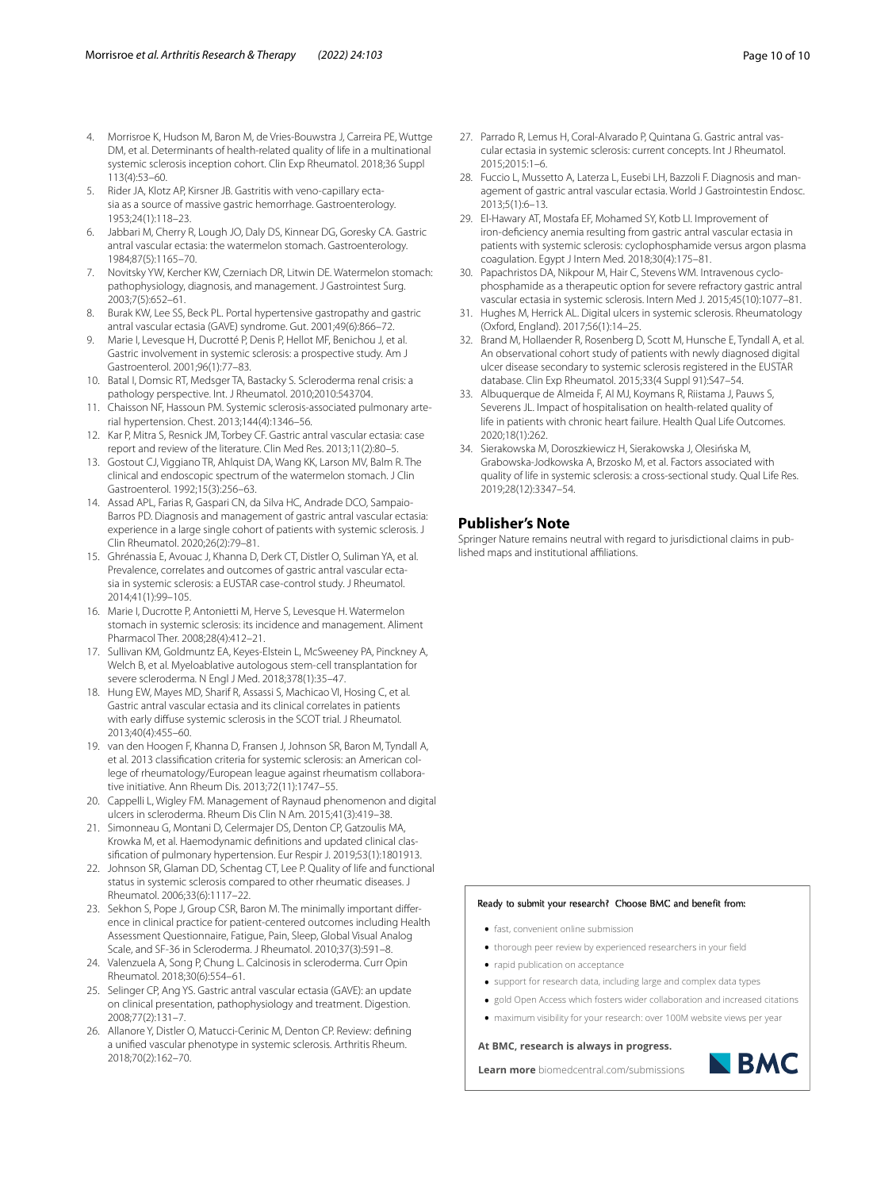4. Morrisroe K, Hudson M, Baron M, de Vries-Bouwstra J, Carreira PE, Wuttge DM, et al. Determinants of health-related quality of life in a multinational systemic sclerosis inception cohort. Clin Exp Rheumatol. 2018;36 Suppl 113(4):53–60.
5. Rider JA, Klotz AP, Kirsner JB. Gastritis with veno-capillary ectasia as a source of massive gastric hemorrhage. Gastroenterology. 1953;24(1):118–23.
6. Jabbari M, Cherry R, Lough JO, Daly DS, Kinnear DG, Goresky CA. Gastric antral vascular ectasia: the watermelon stomach. Gastroenterology. 1984;87(5):1165–70.
7. Novitsky YW, Kercher KW, Czerniach DR, Litwin DE. Watermelon stomach: pathophysiology, diagnosis, and management. J Gastrointest Surg. 2003;7(5):652–61.
8. Burak KW, Lee SS, Beck PL. Portal hypertensive gastropathy and gastric antral vascular ectasia (GAVE) syndrome. Gut. 2001;49(6):866–72.
9. Marie I, Levesque H, Ducrotté P, Denis P, Hellot MF, Benichou J, et al. Gastric involvement in systemic sclerosis: a prospective study. Am J Gastroenterol. 2001;96(1):77–83.
10. Batal I, Domsic RT, Medsger TA, Bastacky S. Scleroderma renal crisis: a pathology perspective. Int. J Rheumatol. 2010;2010:543704.
11. Chaisson NF, Hassoun PM. Systemic sclerosis-associated pulmonary arterial hypertension. Chest. 2013;144(4):1346–56.
12. Kar P, Mitra S, Resnick JM, Torbey CF. Gastric antral vascular ectasia: case report and review of the literature. Clin Med Res. 2013;11(2):80–5.
13. Gostout CJ, Viggiano TR, Ahlquist DA, Wang KK, Larson MV, Balm R. The clinical and endoscopic spectrum of the watermelon stomach. J Clin Gastroenterol. 1992;15(3):256–63.
14. Assad APL, Farias R, Gaspari CN, da Silva HC, Andrade DCO, Sampaio-Barros PD. Diagnosis and management of gastric antral vascular ectasia: experience in a large single cohort of patients with systemic sclerosis. J Clin Rheumatol. 2020;26(2):79–81.
15. Ghrénassia E, Avouac J, Khanna D, Derk CT, Distler O, Suliman YA, et al. Prevalence, correlates and outcomes of gastric antral vascular ectasia in systemic sclerosis: a EUSTAR case-control study. J Rheumatol. 2014;41(1):99–105.
16. Marie I, Ducrotte P, Antonietti M, Herve S, Levesque H. Watermelon stomach in systemic sclerosis: its incidence and management. Aliment Pharmacol Ther. 2008;28(4):412–21.
17. Sullivan KM, Goldmuntz EA, Keyes-Elstein L, McSweeney PA, Pinckney A, Welch B, et al. Myeloablative autologous stem-cell transplantation for severe scleroderma. N Engl J Med. 2018;378(1):35–47.
18. Hung EW, Mayes MD, Sharif R, Assassi S, Machicao VI, Hosing C, et al. Gastric antral vascular ectasia and its clinical correlates in patients with early diffuse systemic sclerosis in the SCOT trial. J Rheumatol. 2013;40(4):455–60.
19. van den Hoogen F, Khanna D, Fransen J, Johnson SR, Baron M, Tyndall A, et al. 2013 classification criteria for systemic sclerosis: an American college of rheumatology/European league against rheumatism collaborative initiative. Ann Rheum Dis. 2013;72(11):1747–55.
20. Cappelli L, Wigley FM. Management of Raynaud phenomenon and digital ulcers in scleroderma. Rheum Dis Clin N Am. 2015;41(3):419–38.
21. Simonneau G, Montani D, Celermajer DS, Denton CP, Gatzoulis MA, Krowka M, et al. Haemodynamic definitions and updated clinical classification of pulmonary hypertension. Eur Respir J. 2019;53(1):1801913.
22. Johnson SR, Glaman DD, Schentag CT, Lee P. Quality of life and functional status in systemic sclerosis compared to other rheumatic diseases. J Rheumatol. 2006;33(6):1117–22.
23. Sekhon S, Pope J, Group CSR, Baron M. The minimally important difference in clinical practice for patient-centered outcomes including Health Assessment Questionnaire, Fatigue, Pain, Sleep, Global Visual Analog Scale, and SF-36 in Scleroderma. J Rheumatol. 2010;37(3):591–8.
24. Valenzuela A, Song P, Chung L. Calcinosis in scleroderma. Curr Opin Rheumatol. 2018;30(6):554–61.
25. Selinger CP, Ang YS. Gastric antral vascular ectasia (GAVE): an update on clinical presentation, pathophysiology and treatment. Digestion. 2008;77(2):131–7.
26. Allanore Y, Distler O, Matucci-Cerinic M, Denton CP. Review: defining a unified vascular phenotype in systemic sclerosis. Arthritis Rheum. 2018;70(2):162–70.
27. Parrado R, Lemus H, Coral-Alvarado P, Quintana G. Gastric antral vascular ectasia in systemic sclerosis: current concepts. Int J Rheumatol. 2015;2015:1–6.
28. Fuccio L, Mussetto A, Laterza L, Eusebi LH, Bazzoli F. Diagnosis and management of gastric antral vascular ectasia. World J Gastrointestin Endosc. 2013;5(1):6–13.
29. El-Hawary AT, Mostafa EF, Mohamed SY, Kotb LI. Improvement of iron-deficiency anemia resulting from gastric antral vascular ectasia in patients with systemic sclerosis: cyclophosphamide versus argon plasma coagulation. Egypt J Intern Med. 2018;30(4):175–81.
30. Papachristos DA, Nikpour M, Hair C, Stevens WM. Intravenous cyclophosphamide as a therapeutic option for severe refractory gastric antral vascular ectasia in systemic sclerosis. Intern Med J. 2015;45(10):1077–81.
31. Hughes M, Herrick AL. Digital ulcers in systemic sclerosis. Rheumatology (Oxford, England). 2017;56(1):14–25.
32. Brand M, Hollaender R, Rosenberg D, Scott M, Hunsche E, Tyndall A, et al. An observational cohort study of patients with newly diagnosed digital ulcer disease secondary to systemic sclerosis registered in the EUSTAR database. Clin Exp Rheumatol. 2015;33(4 Suppl 91):S47–54.
33. Albuquerque de Almeida F, Al MJ, Koymans R, Riistama J, Pauws S, Severens JL. Impact of hospitalisation on health-related quality of life in patients with chronic heart failure. Health Qual Life Outcomes. 2020;18(1):262.
34. Sierakowska M, Doroszkiewicz H, Sierakowska J, Olesińska M, Grabowska-Jodkowska A, Brzosko M, et al. Factors associated with quality of life in systemic sclerosis: a cross-sectional study. Qual Life Res. 2019;28(12):3347–54.

## Publisher's Note

Springer Nature remains neutral with regard to jurisdictional claims in published maps and institutional affiliations.

Ready to submit your research? Choose BMC and benefit from:

- fast, convenient online submission
- thorough peer review by experienced researchers in your field
- rapid publication on acceptance
- support for research data, including large and complex data types
- gold Open Access which fosters wider collaboration and increased citations
- maximum visibility for your research: over 100M website views per year

**At BMC, research is always in progress.**

**Learn more** biomedcentral.com/submissions